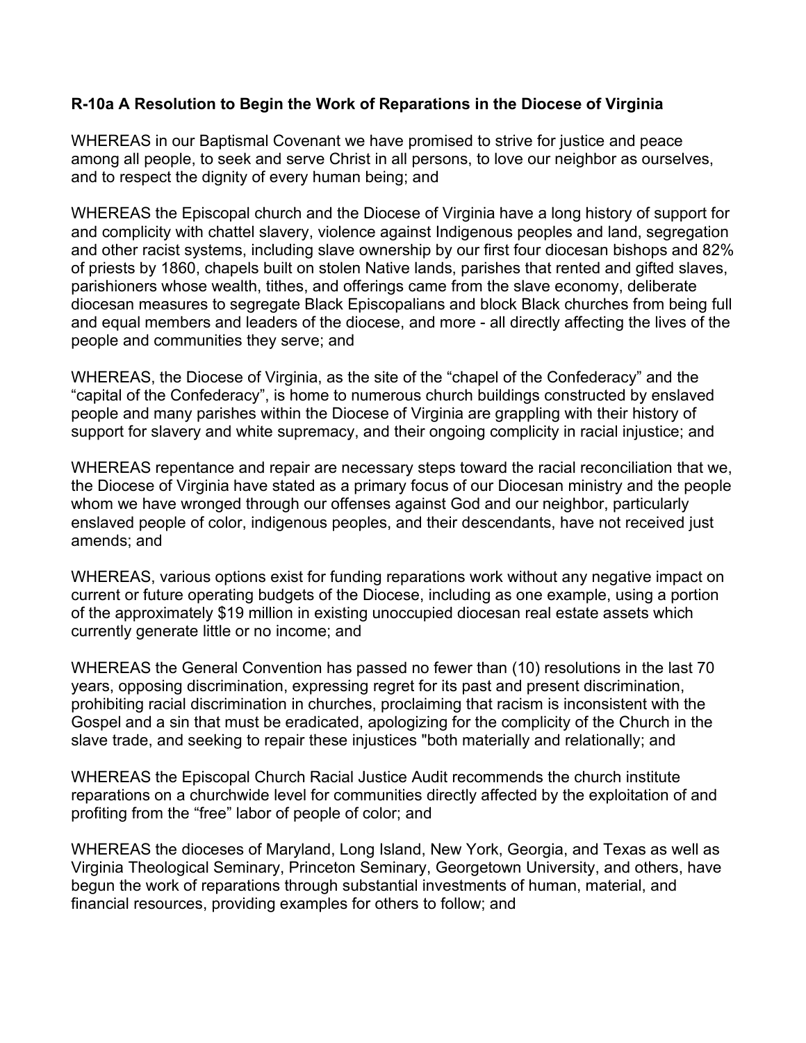**R-10a A Resolution to Begin the Work of Reparations in the Diocese of Virginia**

WHEREAS in our Baptismal Covenant we have promised to strive for justice and peace among all people, to seek and serve Christ in all persons, to love our neighbor as ourselves, and to respect the dignity of every human being; and

WHEREAS the Episcopal church and the Diocese of Virginia have a long history of support for and complicity with chattel slavery, violence against Indigenous peoples and land, segregation and other racist systems, including slave ownership by our first four diocesan bishops and 82% of priests by 1860, chapels built on stolen Native lands, parishes that rented and gifted slaves, parishioners whose wealth, tithes, and offerings came from the slave economy, deliberate diocesan measures to segregate Black Episcopalians and block Black churches from being full and equal members and leaders of the diocese, and more - all directly affecting the lives of the people and communities they serve; and

WHEREAS, the Diocese of Virginia, as the site of the "chapel of the Confederacy" and the "capital of the Confederacy", is home to numerous church buildings constructed by enslaved people and many parishes within the Diocese of Virginia are grappling with their history of support for slavery and white supremacy, and their ongoing complicity in racial injustice; and

WHEREAS repentance and repair are necessary steps toward the racial reconciliation that we, the Diocese of Virginia have stated as a primary focus of our Diocesan ministry and the people whom we have wronged through our offenses against God and our neighbor, particularly enslaved people of color, indigenous peoples, and their descendants, have not received just amends; and

WHEREAS, various options exist for funding reparations work without any negative impact on current or future operating budgets of the Diocese, including as one example, using a portion of the approximately $19 million in existing unoccupied diocesan real estate assets which currently generate little or no income; and

WHEREAS the General Convention has passed no fewer than (10) resolutions in the last 70 years, opposing discrimination, expressing regret for its past and present discrimination, prohibiting racial discrimination in churches, proclaiming that racism is inconsistent with the Gospel and a sin that must be eradicated, apologizing for the complicity of the Church in the slave trade, and seeking to repair these injustices "both materially and relationally; and

WHEREAS the Episcopal Church Racial Justice Audit recommends the church institute reparations on a churchwide level for communities directly affected by the exploitation of and profiting from the "free" labor of people of color; and

WHEREAS the dioceses of Maryland, Long Island, New York, Georgia, and Texas as well as Virginia Theological Seminary, Princeton Seminary, Georgetown University, and others, have begun the work of reparations through substantial investments of human, material, and financial resources, providing examples for others to follow; and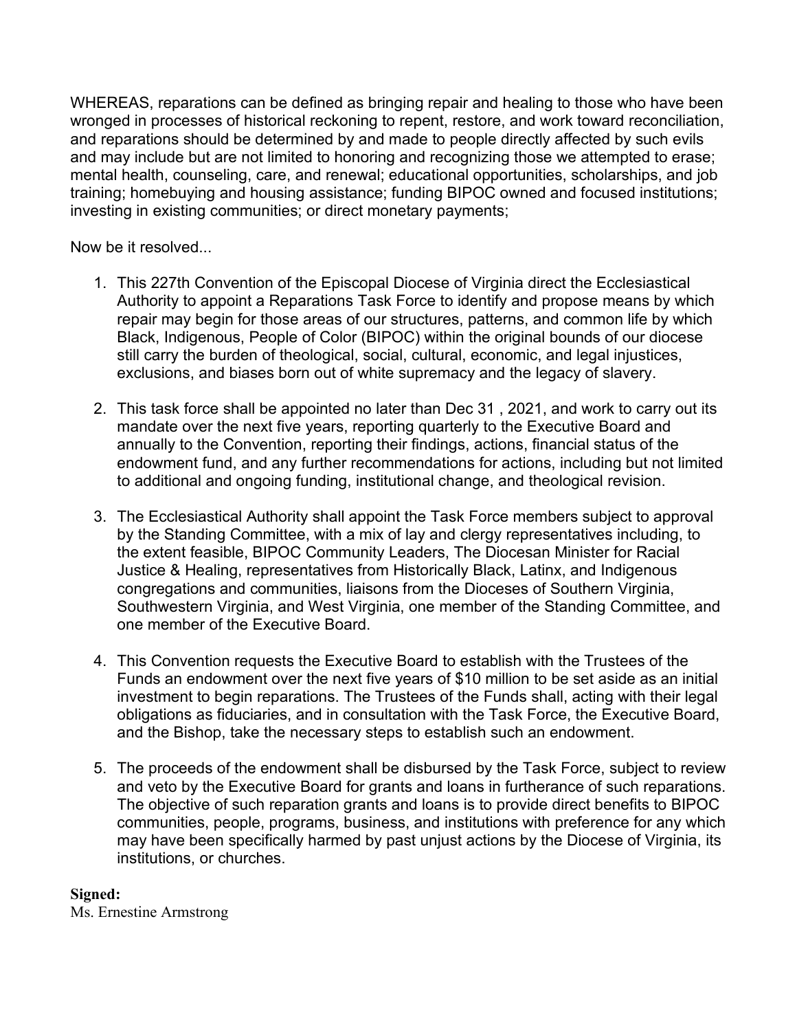WHEREAS, reparations can be defined as bringing repair and healing to those who have been wronged in processes of historical reckoning to repent, restore, and work toward reconciliation, and reparations should be determined by and made to people directly affected by such evils and may include but are not limited to honoring and recognizing those we attempted to erase; mental health, counseling, care, and renewal; educational opportunities, scholarships, and job training; homebuying and housing assistance; funding BIPOC owned and focused institutions; investing in existing communities; or direct monetary payments;

Now be it resolved...

1. This 227th Convention of the Episcopal Diocese of Virginia direct the Ecclesiastical Authority to appoint a Reparations Task Force to identify and propose means by which repair may begin for those areas of our structures, patterns, and common life by which Black, Indigenous, People of Color (BIPOC) within the original bounds of our diocese still carry the burden of theological, social, cultural, economic, and legal injustices, exclusions, and biases born out of white supremacy and the legacy of slavery.

2. This task force shall be appointed no later than Dec 31 , 2021, and work to carry out its mandate over the next five years, reporting quarterly to the Executive Board and annually to the Convention, reporting their findings, actions, financial status of the endowment fund, and any further recommendations for actions, including but not limited to additional and ongoing funding, institutional change, and theological revision.

3. The Ecclesiastical Authority shall appoint the Task Force members subject to approval by the Standing Committee, with a mix of lay and clergy representatives including, to the extent feasible, BIPOC Community Leaders, The Diocesan Minister for Racial Justice & Healing, representatives from Historically Black, Latinx, and Indigenous congregations and communities, liaisons from the Dioceses of Southern Virginia, Southwestern Virginia, and West Virginia, one member of the Standing Committee, and one member of the Executive Board.

4. This Convention requests the Executive Board to establish with the Trustees of the Funds an endowment over the next five years of $10 million to be set aside as an initial investment to begin reparations. The Trustees of the Funds shall, acting with their legal obligations as fiduciaries, and in consultation with the Task Force, the Executive Board, and the Bishop, take the necessary steps to establish such an endowment.

5. The proceeds of the endowment shall be disbursed by the Task Force, subject to review and veto by the Executive Board for grants and loans in furtherance of such reparations. The objective of such reparation grants and loans is to provide direct benefits to BIPOC communities, people, programs, business, and institutions with preference for any which may have been specifically harmed by past unjust actions by the Diocese of Virginia, its institutions, or churches.

**Signed:**
Ms. Ernestine Armstrong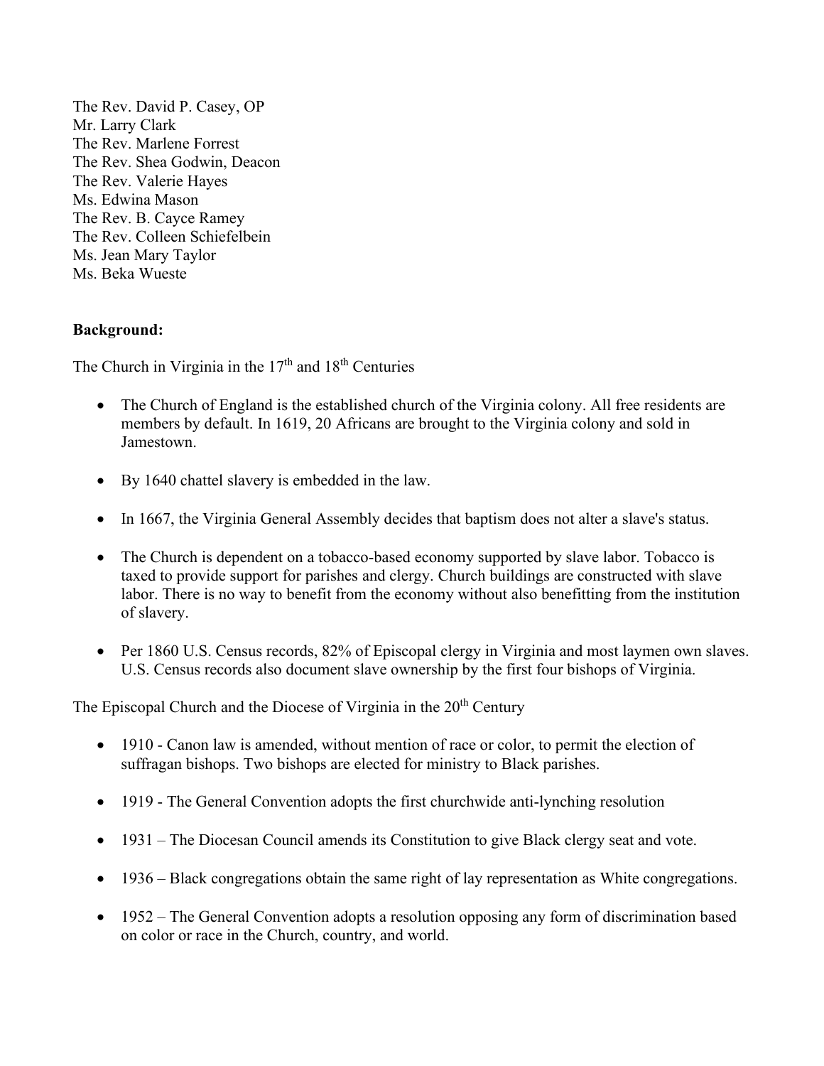The Rev. David P. Casey, OP
Mr. Larry Clark
The Rev. Marlene Forrest
The Rev. Shea Godwin, Deacon
The Rev. Valerie Hayes
Ms. Edwina Mason
The Rev. B. Cayce Ramey
The Rev. Colleen Schiefelbein
Ms. Jean Mary Taylor
Ms. Beka Wueste

**Background:**

The Church in Virginia in the 17th and 18th Centuries

- The Church of England is the established church of the Virginia colony. All free residents are members by default. In 1619, 20 Africans are brought to the Virginia colony and sold in Jamestown.

- By 1640 chattel slavery is embedded in the law.

- In 1667, the Virginia General Assembly decides that baptism does not alter a slave's status.

- The Church is dependent on a tobacco-based economy supported by slave labor. Tobacco is taxed to provide support for parishes and clergy. Church buildings are constructed with slave labor. There is no way to benefit from the economy without also benefitting from the institution of slavery.

- Per 1860 U.S. Census records, 82% of Episcopal clergy in Virginia and most laymen own slaves. U.S. Census records also document slave ownership by the first four bishops of Virginia.

The Episcopal Church and the Diocese of Virginia in the 20th Century

- 1910 - Canon law is amended, without mention of race or color, to permit the election of suffragan bishops. Two bishops are elected for ministry to Black parishes.

- 1919 - The General Convention adopts the first churchwide anti-lynching resolution

- 1931 – The Diocesan Council amends its Constitution to give Black clergy seat and vote.

- 1936 – Black congregations obtain the same right of lay representation as White congregations.

- 1952 – The General Convention adopts a resolution opposing any form of discrimination based on color or race in the Church, country, and world.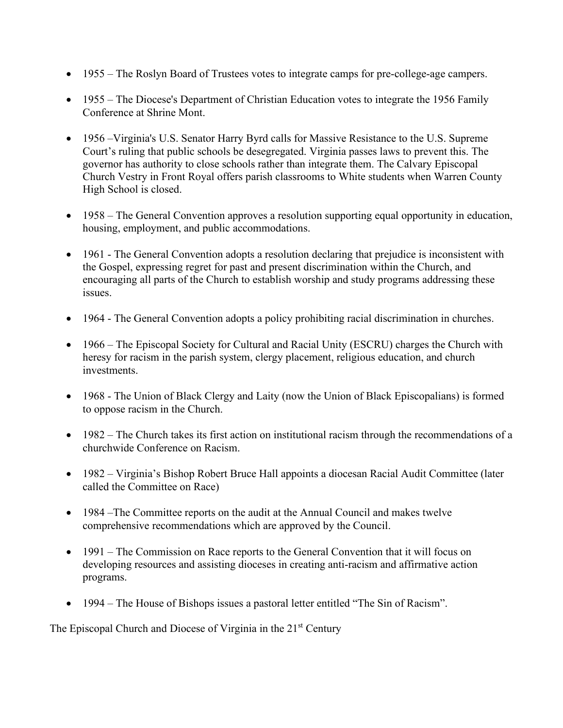- 1955 – The Roslyn Board of Trustees votes to integrate camps for pre-college-age campers.

- 1955 – The Diocese's Department of Christian Education votes to integrate the 1956 Family Conference at Shrine Mont.

- 1956 –Virginia's U.S. Senator Harry Byrd calls for Massive Resistance to the U.S. Supreme Court's ruling that public schools be desegregated. Virginia passes laws to prevent this. The governor has authority to close schools rather than integrate them. The Calvary Episcopal Church Vestry in Front Royal offers parish classrooms to White students when Warren County High School is closed.

- 1958 – The General Convention approves a resolution supporting equal opportunity in education, housing, employment, and public accommodations.

- 1961 - The General Convention adopts a resolution declaring that prejudice is inconsistent with the Gospel, expressing regret for past and present discrimination within the Church, and encouraging all parts of the Church to establish worship and study programs addressing these issues.

- 1964 - The General Convention adopts a policy prohibiting racial discrimination in churches.

- 1966 – The Episcopal Society for Cultural and Racial Unity (ESCRU) charges the Church with heresy for racism in the parish system, clergy placement, religious education, and church investments.

- 1968 - The Union of Black Clergy and Laity (now the Union of Black Episcopalians) is formed to oppose racism in the Church.

- 1982 – The Church takes its first action on institutional racism through the recommendations of a churchwide Conference on Racism.

- 1982 – Virginia's Bishop Robert Bruce Hall appoints a diocesan Racial Audit Committee (later called the Committee on Race)

- 1984 –The Committee reports on the audit at the Annual Council and makes twelve comprehensive recommendations which are approved by the Council.

- 1991 – The Commission on Race reports to the General Convention that it will focus on developing resources and assisting dioceses in creating anti-racism and affirmative action programs.

- 1994 – The House of Bishops issues a pastoral letter entitled "The Sin of Racism".

The Episcopal Church and Diocese of Virginia in the 21st Century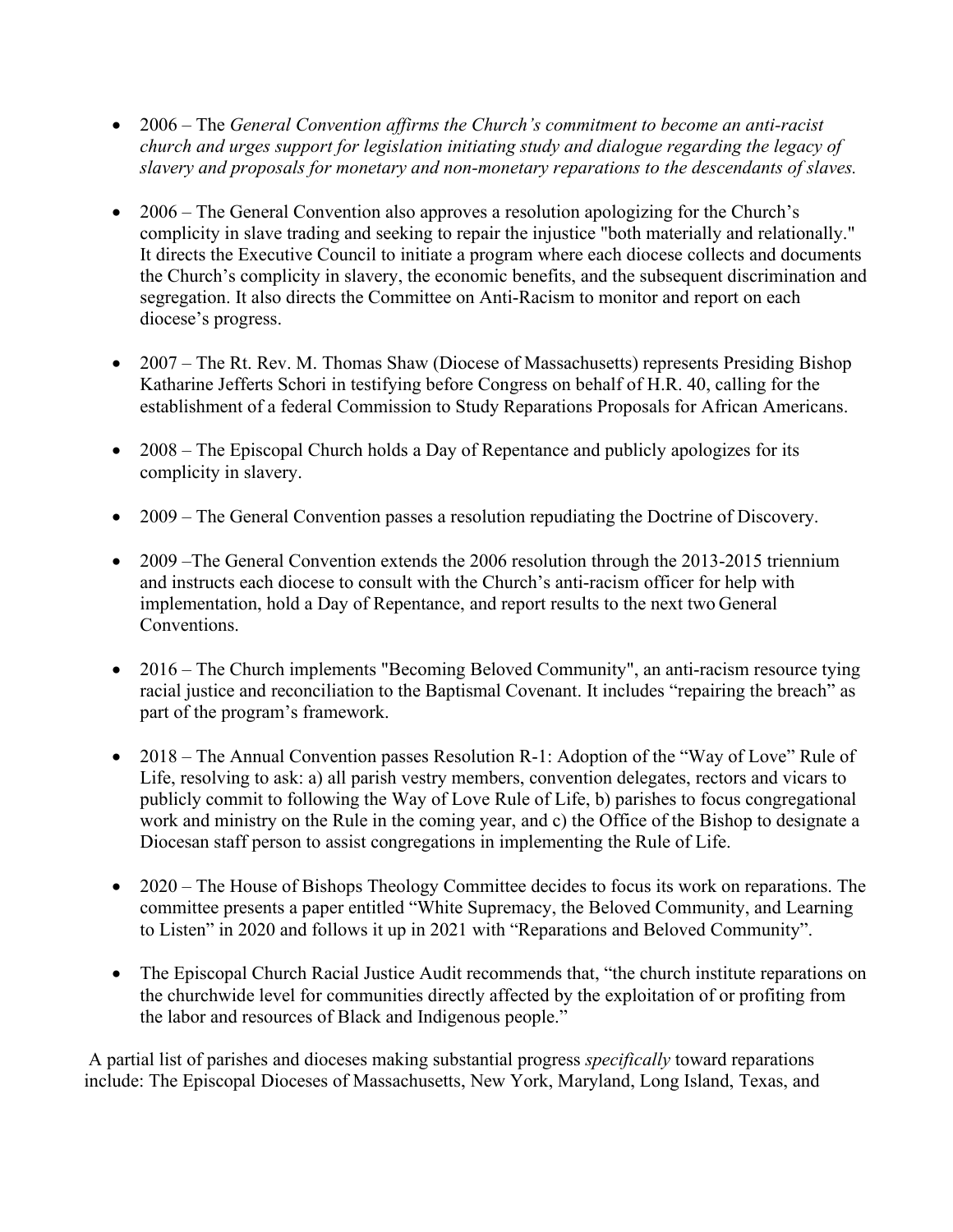- 2006 – The *General Convention affirms the Church's commitment to become an anti-racist church and urges support for legislation initiating study and dialogue regarding the legacy of slavery and proposals for monetary and non-monetary reparations to the descendants of slaves.*

- 2006 – The General Convention also approves a resolution apologizing for the Church's complicity in slave trading and seeking to repair the injustice "both materially and relationally." It directs the Executive Council to initiate a program where each diocese collects and documents the Church's complicity in slavery, the economic benefits, and the subsequent discrimination and segregation. It also directs the Committee on Anti-Racism to monitor and report on each diocese's progress.

- 2007 – The Rt. Rev. M. Thomas Shaw (Diocese of Massachusetts) represents Presiding Bishop Katharine Jefferts Schori in testifying before Congress on behalf of H.R. 40, calling for the establishment of a federal Commission to Study Reparations Proposals for African Americans.

- 2008 – The Episcopal Church holds a Day of Repentance and publicly apologizes for its complicity in slavery.

- 2009 – The General Convention passes a resolution repudiating the Doctrine of Discovery.

- 2009 –The General Convention extends the 2006 resolution through the 2013-2015 triennium and instructs each diocese to consult with the Church's anti-racism officer for help with implementation, hold a Day of Repentance, and report results to the next two General Conventions.

- 2016 – The Church implements "Becoming Beloved Community", an anti-racism resource tying racial justice and reconciliation to the Baptismal Covenant. It includes "repairing the breach" as part of the program's framework.

- 2018 – The Annual Convention passes Resolution R-1: Adoption of the "Way of Love" Rule of Life, resolving to ask: a) all parish vestry members, convention delegates, rectors and vicars to publicly commit to following the Way of Love Rule of Life, b) parishes to focus congregational work and ministry on the Rule in the coming year, and c) the Office of the Bishop to designate a Diocesan staff person to assist congregations in implementing the Rule of Life.

- 2020 – The House of Bishops Theology Committee decides to focus its work on reparations. The committee presents a paper entitled "White Supremacy, the Beloved Community, and Learning to Listen" in 2020 and follows it up in 2021 with "Reparations and Beloved Community".

- The Episcopal Church Racial Justice Audit recommends that, "the church institute reparations on the churchwide level for communities directly affected by the exploitation of or profiting from the labor and resources of Black and Indigenous people."

A partial list of parishes and dioceses making substantial progress *specifically* toward reparations include: The Episcopal Dioceses of Massachusetts, New York, Maryland, Long Island, Texas, and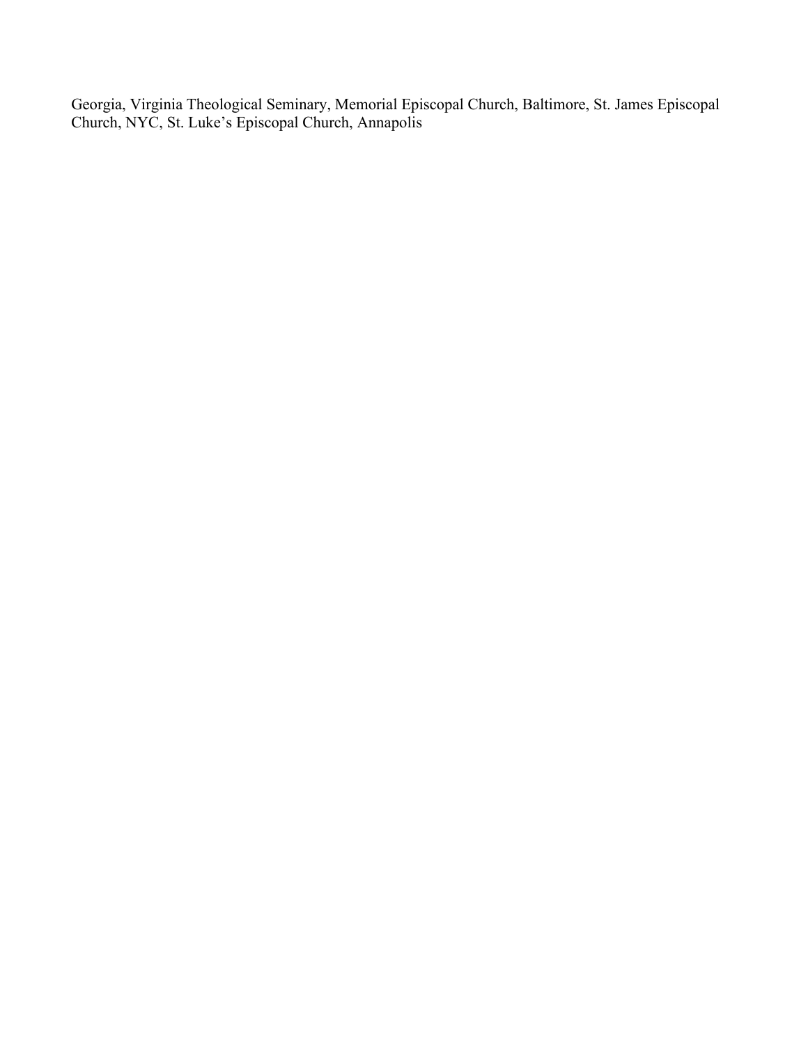Georgia, Virginia Theological Seminary, Memorial Episcopal Church, Baltimore, St. James Episcopal Church, NYC, St. Luke’s Episcopal Church, Annapolis